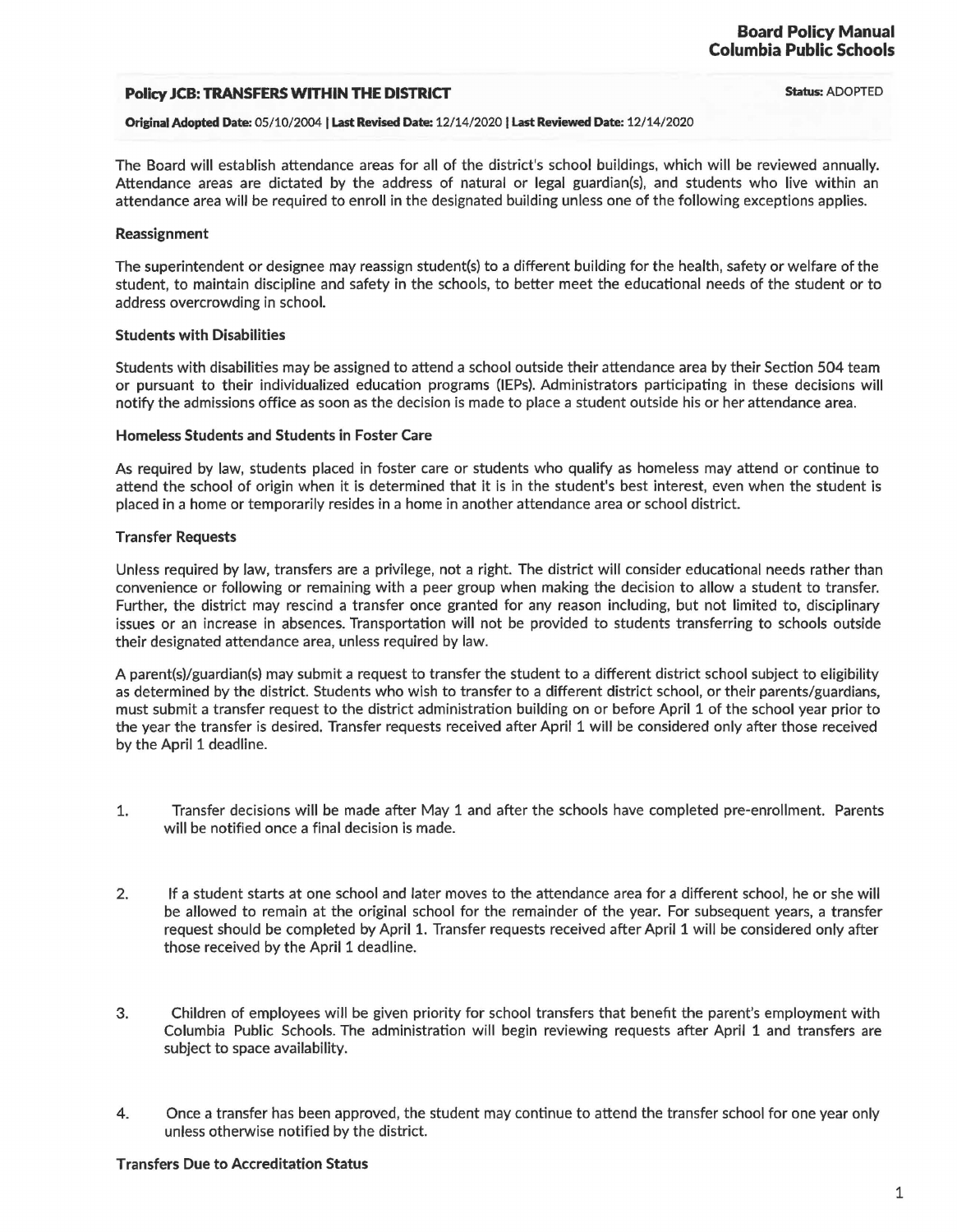# Policy JCB: TRANSFERS WITHIN THE DISTRICT

**Status:** ADOPTED

**Original Adopted Date:** 05/10/2004 | **Last Revised Date:** 12/14/2020 | **Last Reviewed Date:** 12/14/2020

The Board will establish attendance areas for all of the district's school buildings, which will be reviewed annually. Attendance areas are dictated by the address of natural or legal guardian(s), and students who live within an attendance area will be required to enroll in the designated building unless one of the following exceptions applies.

### Reassignment

The superintendent or designee may reassign student(s) to a different building for the health, safety or welfare of the student, to maintain discipline and safety in the schools, to better meet the educational needs of the student or to address overcrowding in school.

### Students with Disabilities

Students with disabilities may be assigned to attend a school outside their attendance area by their Section 504 team or pursuant to their individualized education programs (IEPs). Administrators participating in these decisions will notify the admissions office as soon as the decision is made to place a student outside his or her attendance area.

### Homeless Students and Students in Foster Care

As required by law, students placed in foster care or students who qualify as homeless may attend or continue to attend the school of origin when it is determined that it is in the student's best interest, even when the student is placed in a home or temporarily resides in a home in another attendance area or school district.

### Transfer Requests

Unless required by law, transfers are a privilege, not a right. The district will consider educational needs rather than convenience or following or remaining with a peer group when making the decision to allow a student to transfer. Further, the district may rescind a transfer once granted for any reason including, but not limited to, disciplinary issues or an increase in absences. Transportation will not be provided to students transferring to schools outside their designated attendance area, unless required by law.

A parent(s)/guardian(s) may submit a request to transfer the student to a different district school subject to eligibility as determined by the district. Students who wish to transfer to a different district school, or their parents/guardians, must submit a transfer request to the district administration building on or before April 1 of the school year prior to the year the transfer is desired. Transfer requests received after April 1 will be considered only after those received by the April 1 deadline.

1. Transfer decisions will be made after May 1 and after the schools have completed pre-enrollment. Parents will be notified once a final decision is made.

2. If a student starts at one school and later moves to the attendance area for a different school, he or she will be allowed to remain at the original school for the remainder of the year. For subsequent years, a transfer request should be completed by April 1. Transfer requests received after April 1 will be considered only after those received by the April 1 deadline.

3. Children of employees will be given priority for school transfers that benefit the parent's employment with Columbia Public Schools. The administration will begin reviewing requests after April 1 and transfers are subject to space availability.

4. Once a transfer has been approved, the student may continue to attend the transfer school for one year only unless otherwise notified by the district.

### Transfers Due to Accreditation Status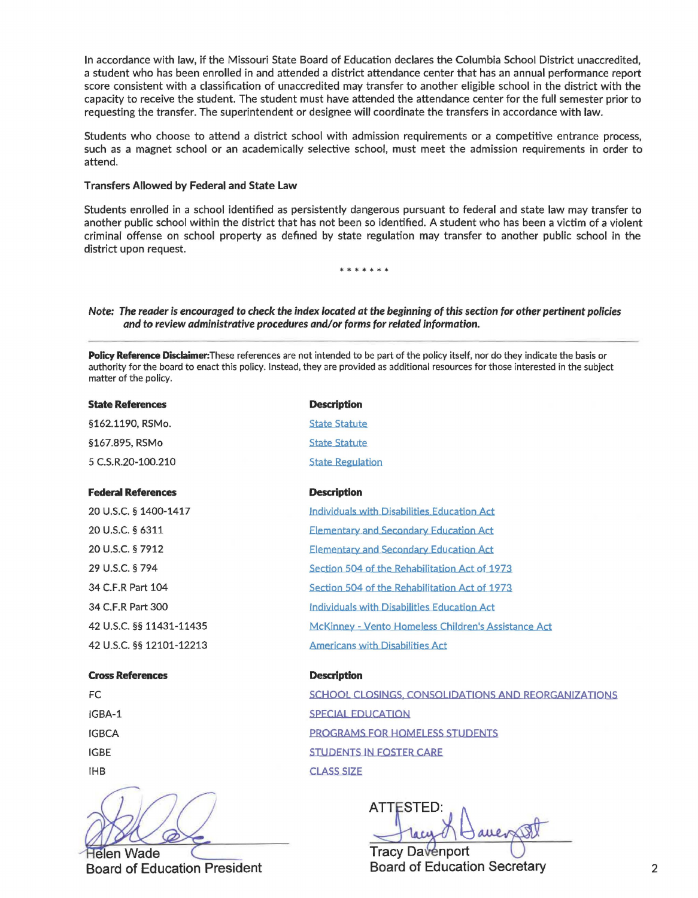In accordance with law, if the Missouri State Board of Education declares the Columbia School District unaccredited, a student who has been enrolled in and attended a district attendance center that has an annual performance report score consistent with a classification of unaccredited may transfer to another eligible school in the district with the capacity to receive the student. The student must have attended the attendance center for the full semester prior to requesting the transfer. The superintendent or designee will coordinate the transfers in accordance with law.

Students who choose to attend a district school with admission requirements or a competitive entrance process, such as a magnet school or an academically selective school, must meet the admission requirements in order to attend.

**Transfers Allowed by Federal and State Law**

Students enrolled in a school identified as persistently dangerous pursuant to federal and state law may transfer to another public school within the district that has not been so identified. A student who has been a victim of a violent criminal offense on school property as defined by state regulation may transfer to another public school in the district upon request.

\* \* \* \* \* \* \*

***Note:** The reader is encouraged to check the index located at the beginning of this section for other pertinent policies and to review administrative procedures and/or forms for related information.*

---

**Policy Reference Disclaimer:** These references are not intended to be part of the policy itself, nor do they indicate the basis or authority for the board to enact this policy. Instead, they are provided as additional resources for those interested in the subject matter of the policy.

| State References | Description |
|---|---|
| §162.1190, RSMo. | State Statute |
| §167.895, RSMo | State Statute |
| 5 C.S.R.20-100.210 | State Regulation |

| Federal References | Description |
|---|---|
| 20 U.S.C. § 1400-1417 | Individuals with Disabilities Education Act |
| 20 U.S.C. § 6311 | Elementary and Secondary Education Act |
| 20 U.S.C. § 7912 | Elementary and Secondary Education Act |
| 29 U.S.C. § 794 | Section 504 of the Rehabilitation Act of 1973 |
| 34 C.F.R Part 104 | Section 504 of the Rehabilitation Act of 1973 |
| 34 C.F.R Part 300 | Individuals with Disabilities Education Act |
| 42 U.S.C. §§ 11431-11435 | McKinney - Vento Homeless Children's Assistance Act |
| 42 U.S.C. §§ 12101-12213 | Americans with Disabilities Act |

| Cross References | Description |
|---|---|
| FC | SCHOOL CLOSINGS, CONSOLIDATIONS AND REORGANIZATIONS |
| IGBA-1 | SPECIAL EDUCATION |
| IGBCA | PROGRAMS FOR HOMELESS STUDENTS |
| IGBE | STUDENTS IN FOSTER CARE |
| IHB | CLASS SIZE |

Helen Wade
Board of Education President

ATTESTED:

Tracy Davenport
Board of Education Secretary